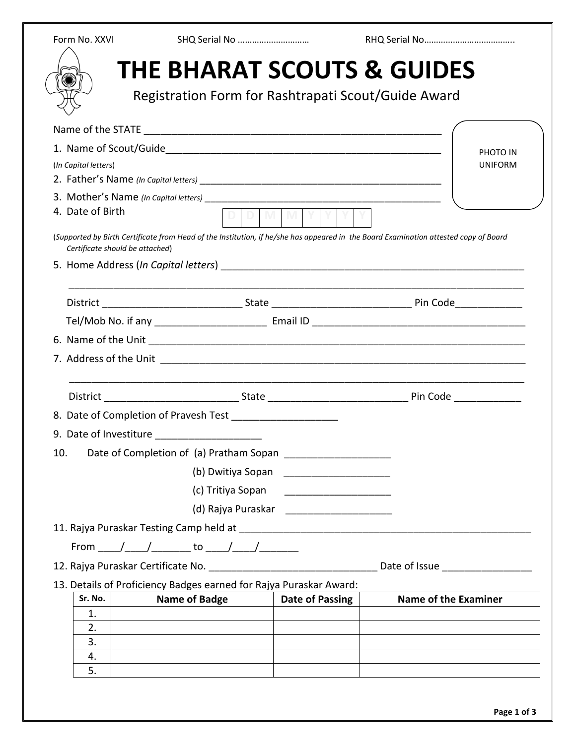Form No. XXVI SHQ Serial No ……………………… RHQ Serial No………………………………..

# THE BHARAT SCOUTS & GUIDES

## Registration Form for Rashtrapati Scout/Guide Award

PHOTO IN UNIFORM

Name of the STATE ____________________________________________________

1. Name of Scout/Guide_______________________________________________
(*In Capital letters*)
2. Father's Name *(In Capital letters)* ___________________________________________
3. Mother's Name *(In Capital letters)* __________________________________________
4. Date of Birth | D | D | M | M | Y | Y | Y | Y |

(*Supported by Birth Certificate from Head of the Institution, if he/she has appeared in the Board Examination attested copy of Board Certificate should be attached*)

5. Home Address (*In Capital letters*) ______________________________________________________

   ___________________________________________________________________________

   District ________________________ State ________________________ Pin Code___________

   Tel/Mob No. if any ___________________ Email ID ____________________________________
6. Name of the Unit _____________________________________________________________
7. Address of the Unit ___________________________________________________________

   ___________________________________________________________________________

   District _______________________ State ________________________ Pin Code ___________
8. Date of Completion of Pravesh Test __________________
9. Date of Investiture __________________
10. Date of Completion of (a) Pratham Sopan __________________

    (b) Dwitiya Sopan __________________

    (c) Tritiya Sopan __________________

    (d) Rajya Puraskar __________________
11. Rajya Puraskar Testing Camp held at ____________________________________________________

    From ____/____/_______ to ____/____/_______
12. Rajya Puraskar Certificate No. ____________________________ Date of Issue _______________
13. Details of Proficiency Badges earned for Rajya Puraskar Award:

| Sr. No. | Name of Badge | Date of Passing | Name of the Examiner |
|---|---|---|---|
| 1. | | | |
| 2. | | | |
| 3. | | | |
| 4. | | | |
| 5. | | | |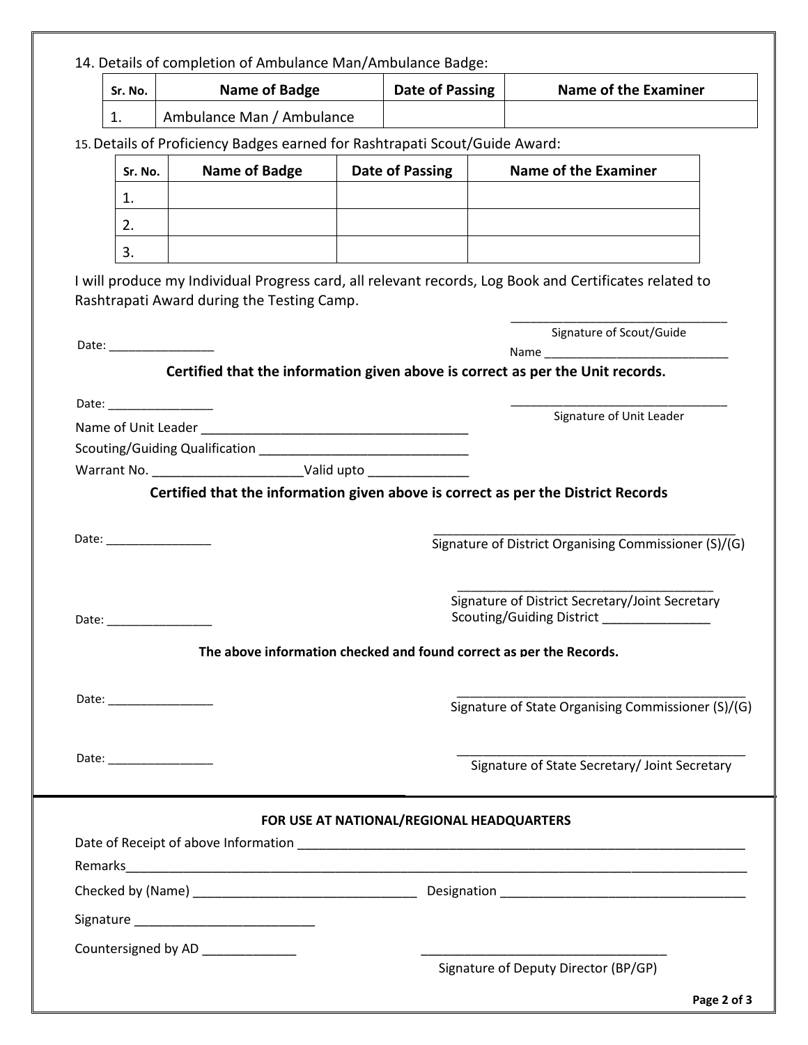14. Details of completion of Ambulance Man/Ambulance Badge:

| Sr. No. | Name of Badge | Date of Passing | Name of the Examiner |
|---|---|---|---|
| 1. | Ambulance Man / Ambulance | | |

15. Details of Proficiency Badges earned for Rashtrapati Scout/Guide Award:

| Sr. No. | Name of Badge | Date of Passing | Name of the Examiner |
|---|---|---|---|
| 1. | | | |
| 2. | | | |
| 3. | | | |

I will produce my Individual Progress card, all relevant records, Log Book and Certificates related to Rashtrapati Award during the Testing Camp.

Date: ________________

________________________________
Signature of Scout/Guide
Name ____________________________

**Certified that the information given above is correct as per the Unit records.**

Date: ________________

________________________________
Signature of Unit Leader

Name of Unit Leader ______________________________________

Scouting/Guiding Qualification ______________________________

Warrant No. _____________________Valid upto ______________

**Certified that the information given above is correct as per the District Records**

Date: ________________

____________________________________________
Signature of District Organising Commissioner (S)/(G)

Date: ________________

______________________________________
Signature of District Secretary/Joint Secretary
Scouting/Guiding District ________________

**The above information checked and found correct as per the Records.**

Date: ________________

____________________________________________
Signature of State Organising Commissioner (S)/(G)

Date: ________________

____________________________________________
Signature of State Secretary/ Joint Secretary

---

**FOR USE AT NATIONAL/REGIONAL HEADQUARTERS**

Date of Receipt of above Information _______________________________________________________________

Remarks_______________________________________________________________________________________

Checked by (Name) ________________________________ Designation ___________________________________

Signature __________________________

Countersigned by AD _____________

____________________________________
Signature of Deputy Director (BP/GP)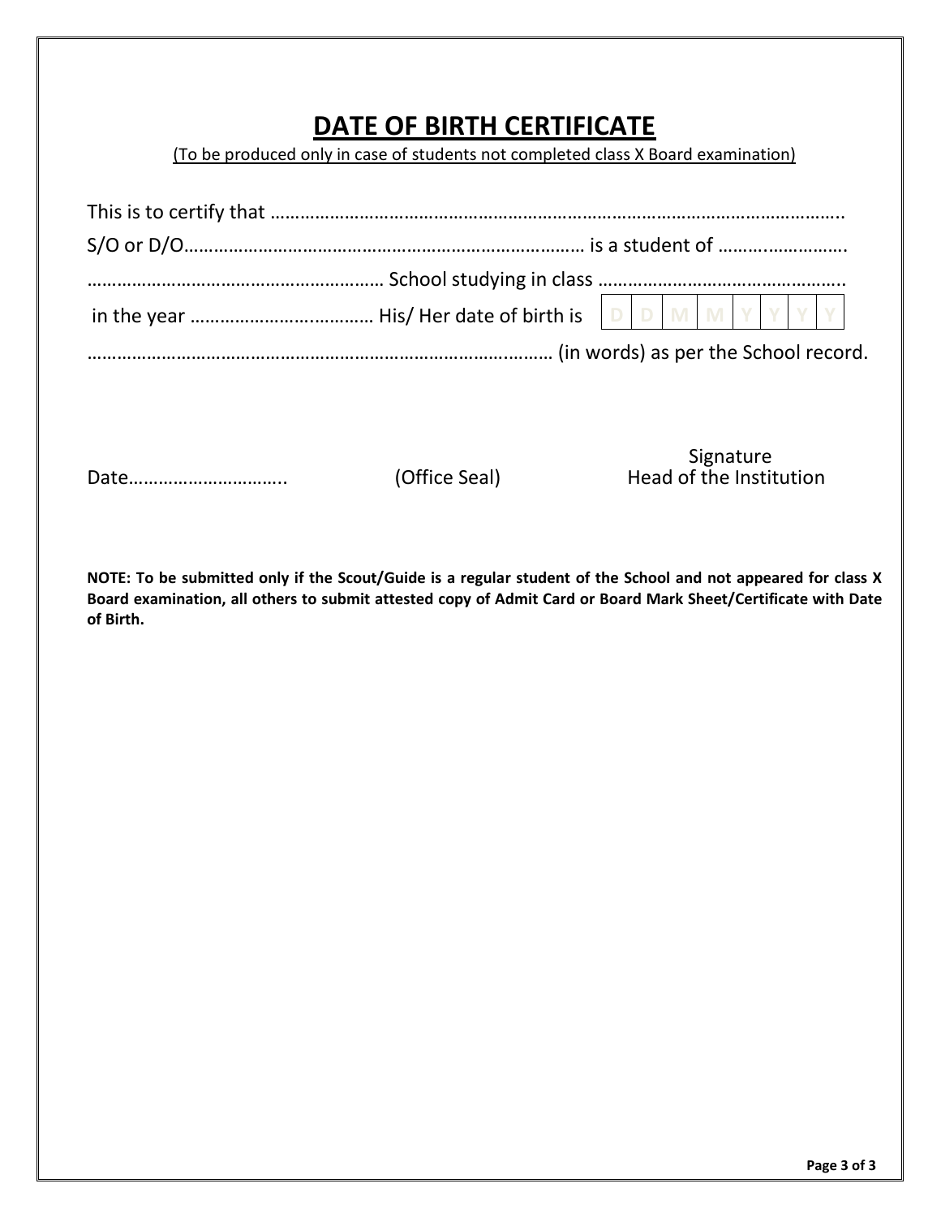# DATE OF BIRTH CERTIFICATE

(To be produced only in case of students not completed class X Board examination)

This is to certify that ……………………………………………………………………………………………………..

S/O or D/O……………………………………………………………………… is a student of ……….…………….

………………………………………………… School studying in class …………………………………………..

in the year ……………………..……… His/ Her date of birth is | D | D | M | M | Y | Y | Y | Y |

………………………………………………………………………….……… (in words) as per the School record.

Date…………………………..

(Office Seal)

Signature
Head of the Institution

**NOTE: To be submitted only if the Scout/Guide is a regular student of the School and not appeared for class X Board examination, all others to submit attested copy of Admit Card or Board Mark Sheet/Certificate with Date of Birth.**